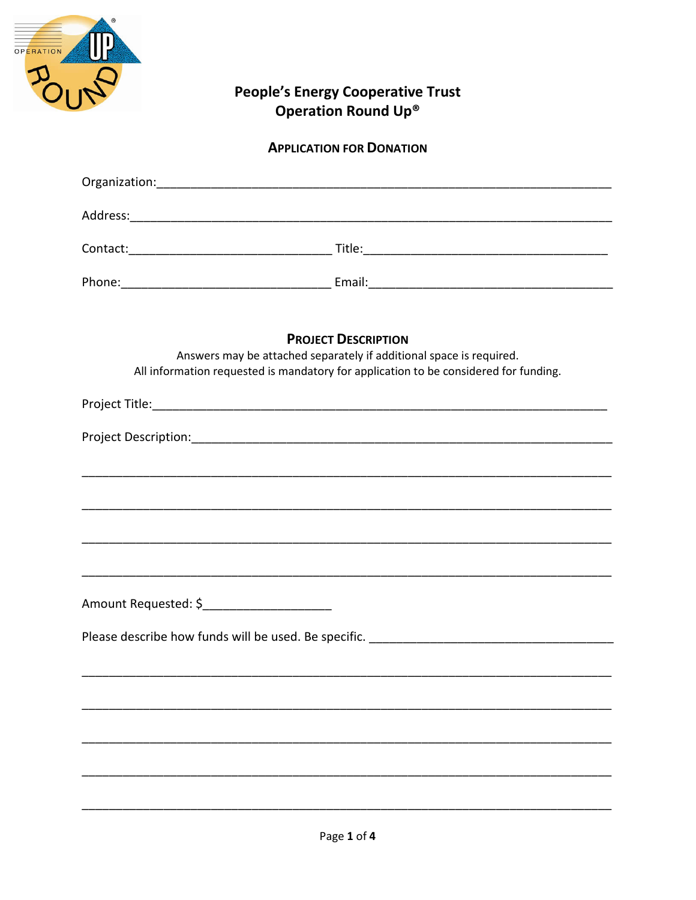# People's Energy Cooperative Trust
# Operation Round Up®

## APPLICATION FOR DONATION

Organization:\_\_\_\_\_\_\_\_\_\_\_\_\_\_\_\_\_\_\_\_\_\_\_\_\_\_\_\_\_\_\_\_\_\_\_\_\_\_\_\_\_\_\_\_\_\_\_\_\_\_\_\_\_\_\_\_\_\_\_\_

Address:\_\_\_\_\_\_\_\_\_\_\_\_\_\_\_\_\_\_\_\_\_\_\_\_\_\_\_\_\_\_\_\_\_\_\_\_\_\_\_\_\_\_\_\_\_\_\_\_\_\_\_\_\_\_\_\_\_\_\_\_\_\_\_

Contact:\_\_\_\_\_\_\_\_\_\_\_\_\_\_\_\_\_\_\_\_\_\_\_\_\_\_\_\_\_\_ Title:\_\_\_\_\_\_\_\_\_\_\_\_\_\_\_\_\_\_\_\_\_\_\_\_\_\_\_\_\_\_\_\_\_\_\_\_

Phone:\_\_\_\_\_\_\_\_\_\_\_\_\_\_\_\_\_\_\_\_\_\_\_\_\_\_\_\_\_\_\_ Email:\_\_\_\_\_\_\_\_\_\_\_\_\_\_\_\_\_\_\_\_\_\_\_\_\_\_\_\_\_\_\_\_\_\_\_\_

## PROJECT DESCRIPTION

Answers may be attached separately if additional space is required.
All information requested is mandatory for application to be considered for funding.

Project Title:\_\_\_\_\_\_\_\_\_\_\_\_\_\_\_\_\_\_\_\_\_\_\_\_\_\_\_\_\_\_\_\_\_\_\_\_\_\_\_\_\_\_\_\_\_\_\_\_\_\_\_\_\_\_\_\_\_\_\_\_\_\_\_

Project Description:\_\_\_\_\_\_\_\_\_\_\_\_\_\_\_\_\_\_\_\_\_\_\_\_\_\_\_\_\_\_\_\_\_\_\_\_\_\_\_\_\_\_\_\_\_\_\_\_\_\_\_\_\_\_\_\_\_

\_\_\_\_\_\_\_\_\_\_\_\_\_\_\_\_\_\_\_\_\_\_\_\_\_\_\_\_\_\_\_\_\_\_\_\_\_\_\_\_\_\_\_\_\_\_\_\_\_\_\_\_\_\_\_\_\_\_\_\_\_\_\_\_\_\_\_\_\_\_\_\_\_\_\_\_

\_\_\_\_\_\_\_\_\_\_\_\_\_\_\_\_\_\_\_\_\_\_\_\_\_\_\_\_\_\_\_\_\_\_\_\_\_\_\_\_\_\_\_\_\_\_\_\_\_\_\_\_\_\_\_\_\_\_\_\_\_\_\_\_\_\_\_\_\_\_\_\_\_\_\_\_

\_\_\_\_\_\_\_\_\_\_\_\_\_\_\_\_\_\_\_\_\_\_\_\_\_\_\_\_\_\_\_\_\_\_\_\_\_\_\_\_\_\_\_\_\_\_\_\_\_\_\_\_\_\_\_\_\_\_\_\_\_\_\_\_\_\_\_\_\_\_\_\_\_\_\_\_

\_\_\_\_\_\_\_\_\_\_\_\_\_\_\_\_\_\_\_\_\_\_\_\_\_\_\_\_\_\_\_\_\_\_\_\_\_\_\_\_\_\_\_\_\_\_\_\_\_\_\_\_\_\_\_\_\_\_\_\_\_\_\_\_\_\_\_\_\_\_\_\_\_\_\_\_

Amount Requested: $\_\_\_\_\_\_\_\_\_\_\_\_\_\_\_\_\_\_\_

Please describe how funds will be used. Be specific. \_\_\_\_\_\_\_\_\_\_\_\_\_\_\_\_\_\_\_\_\_\_\_\_\_\_\_\_\_\_\_\_\_\_\_\_

\_\_\_\_\_\_\_\_\_\_\_\_\_\_\_\_\_\_\_\_\_\_\_\_\_\_\_\_\_\_\_\_\_\_\_\_\_\_\_\_\_\_\_\_\_\_\_\_\_\_\_\_\_\_\_\_\_\_\_\_\_\_\_\_\_\_\_\_\_\_\_\_\_\_\_\_

\_\_\_\_\_\_\_\_\_\_\_\_\_\_\_\_\_\_\_\_\_\_\_\_\_\_\_\_\_\_\_\_\_\_\_\_\_\_\_\_\_\_\_\_\_\_\_\_\_\_\_\_\_\_\_\_\_\_\_\_\_\_\_\_\_\_\_\_\_\_\_\_\_\_\_\_

\_\_\_\_\_\_\_\_\_\_\_\_\_\_\_\_\_\_\_\_\_\_\_\_\_\_\_\_\_\_\_\_\_\_\_\_\_\_\_\_\_\_\_\_\_\_\_\_\_\_\_\_\_\_\_\_\_\_\_\_\_\_\_\_\_\_\_\_\_\_\_\_\_\_\_\_

\_\_\_\_\_\_\_\_\_\_\_\_\_\_\_\_\_\_\_\_\_\_\_\_\_\_\_\_\_\_\_\_\_\_\_\_\_\_\_\_\_\_\_\_\_\_\_\_\_\_\_\_\_\_\_\_\_\_\_\_\_\_\_\_\_\_\_\_\_\_\_\_\_\_\_\_

\_\_\_\_\_\_\_\_\_\_\_\_\_\_\_\_\_\_\_\_\_\_\_\_\_\_\_\_\_\_\_\_\_\_\_\_\_\_\_\_\_\_\_\_\_\_\_\_\_\_\_\_\_\_\_\_\_\_\_\_\_\_\_\_\_\_\_\_\_\_\_\_\_\_\_\_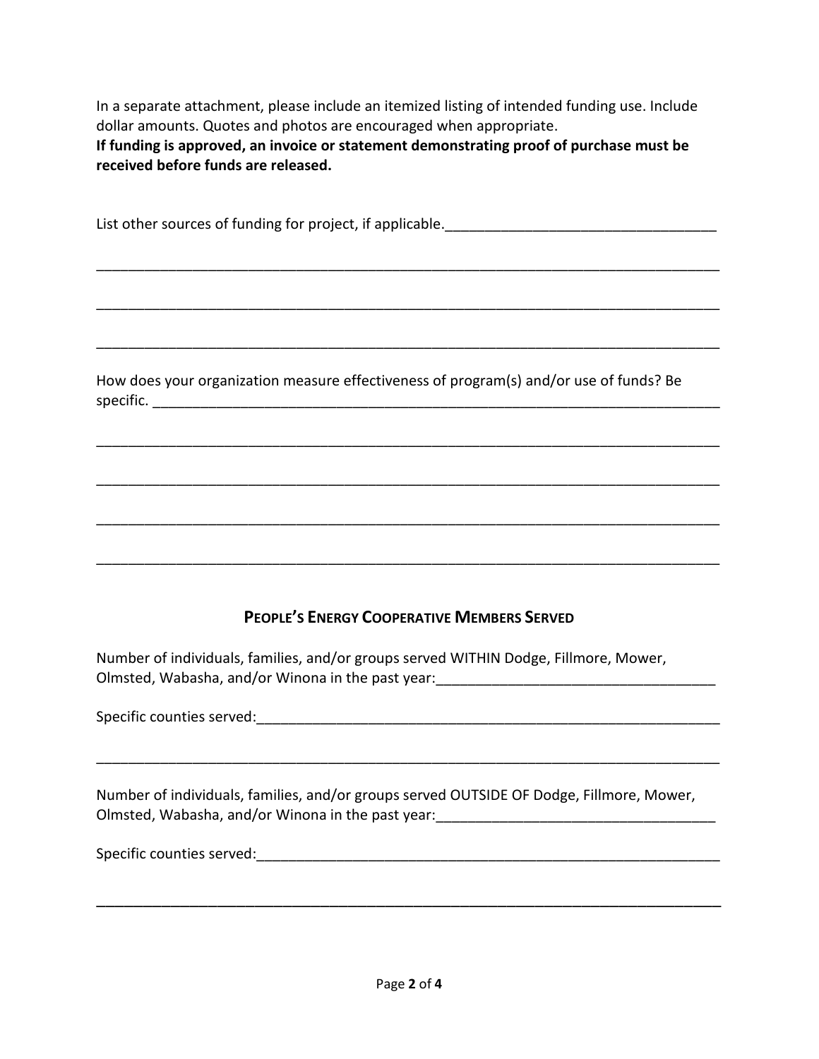In a separate attachment, please include an itemized listing of intended funding use. Include dollar amounts. Quotes and photos are encouraged when appropriate.
**If funding is approved, an invoice or statement demonstrating proof of purchase must be received before funds are released.**

List other sources of funding for project, if applicable.__________________________________

_______________________________________________________________________________

_______________________________________________________________________________

_______________________________________________________________________________

How does your organization measure effectiveness of program(s) and/or use of funds? Be specific. _______________________________________________________________________

_______________________________________________________________________________

_______________________________________________________________________________

_______________________________________________________________________________

_______________________________________________________________________________

## PEOPLE'S ENERGY COOPERATIVE MEMBERS SERVED

Number of individuals, families, and/or groups served WITHIN Dodge, Fillmore, Mower, Olmsted, Wabasha, and/or Winona in the past year:___________________________________

Specific counties served:_____________________________________________________________

_______________________________________________________________________________

Number of individuals, families, and/or groups served OUTSIDE OF Dodge, Fillmore, Mower, Olmsted, Wabasha, and/or Winona in the past year:___________________________________

Specific counties served:_____________________________________________________________

_______________________________________________________________________________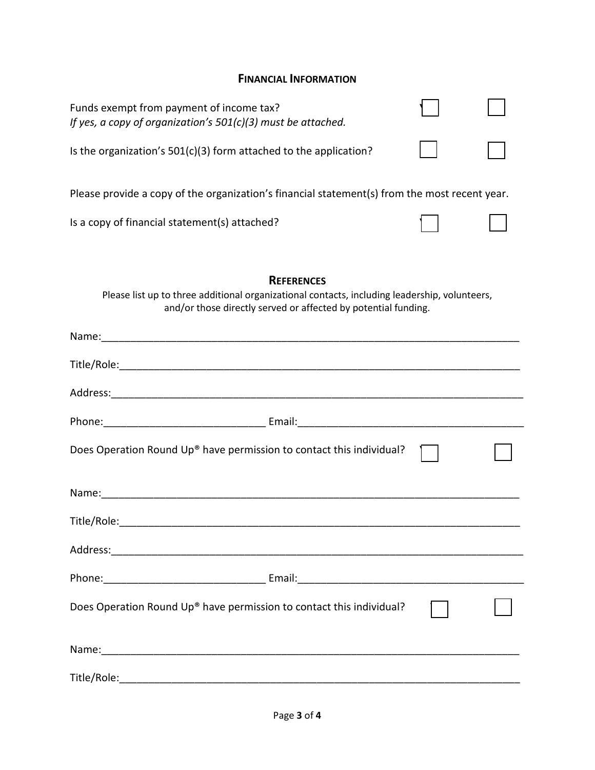## FINANCIAL INFORMATION

Funds exempt from payment of income tax? ☐ ☐
*If yes, a copy of organization's 501(c)(3) must be attached.*

Is the organization's 501(c)(3) form attached to the application? ☐ ☐

Please provide a copy of the organization's financial statement(s) from the most recent year.

Is a copy of financial statement(s) attached? ☐ ☐

## REFERENCES

Please list up to three additional organizational contacts, including leadership, volunteers, and/or those directly served or affected by potential funding.

Name:\_\_\_\_\_\_\_\_\_\_\_\_\_\_\_\_\_\_\_\_\_\_\_\_\_\_\_\_\_\_\_\_\_\_\_\_\_\_\_\_\_\_\_\_\_\_\_\_\_\_\_\_\_\_\_\_\_\_\_\_

Title/Role:\_\_\_\_\_\_\_\_\_\_\_\_\_\_\_\_\_\_\_\_\_\_\_\_\_\_\_\_\_\_\_\_\_\_\_\_\_\_\_\_\_\_\_\_\_\_\_\_\_\_\_\_\_\_\_\_\_\_

Address:\_\_\_\_\_\_\_\_\_\_\_\_\_\_\_\_\_\_\_\_\_\_\_\_\_\_\_\_\_\_\_\_\_\_\_\_\_\_\_\_\_\_\_\_\_\_\_\_\_\_\_\_\_\_\_\_\_\_\_

Phone:\_\_\_\_\_\_\_\_\_\_\_\_\_\_\_\_\_\_\_\_\_\_\_\_ Email:\_\_\_\_\_\_\_\_\_\_\_\_\_\_\_\_\_\_\_\_\_\_\_\_\_\_\_\_\_\_\_\_

Does Operation Round Up® have permission to contact this individual? ☐ ☐

Name:\_\_\_\_\_\_\_\_\_\_\_\_\_\_\_\_\_\_\_\_\_\_\_\_\_\_\_\_\_\_\_\_\_\_\_\_\_\_\_\_\_\_\_\_\_\_\_\_\_\_\_\_\_\_\_\_\_\_\_\_

Title/Role:\_\_\_\_\_\_\_\_\_\_\_\_\_\_\_\_\_\_\_\_\_\_\_\_\_\_\_\_\_\_\_\_\_\_\_\_\_\_\_\_\_\_\_\_\_\_\_\_\_\_\_\_\_\_\_\_\_\_

Address:\_\_\_\_\_\_\_\_\_\_\_\_\_\_\_\_\_\_\_\_\_\_\_\_\_\_\_\_\_\_\_\_\_\_\_\_\_\_\_\_\_\_\_\_\_\_\_\_\_\_\_\_\_\_\_\_\_\_\_

Phone:\_\_\_\_\_\_\_\_\_\_\_\_\_\_\_\_\_\_\_\_\_\_\_\_ Email:\_\_\_\_\_\_\_\_\_\_\_\_\_\_\_\_\_\_\_\_\_\_\_\_\_\_\_\_\_\_\_\_

Does Operation Round Up® have permission to contact this individual? ☐ ☐

Name:\_\_\_\_\_\_\_\_\_\_\_\_\_\_\_\_\_\_\_\_\_\_\_\_\_\_\_\_\_\_\_\_\_\_\_\_\_\_\_\_\_\_\_\_\_\_\_\_\_\_\_\_\_\_\_\_\_\_\_\_

Title/Role:\_\_\_\_\_\_\_\_\_\_\_\_\_\_\_\_\_\_\_\_\_\_\_\_\_\_\_\_\_\_\_\_\_\_\_\_\_\_\_\_\_\_\_\_\_\_\_\_\_\_\_\_\_\_\_\_\_\_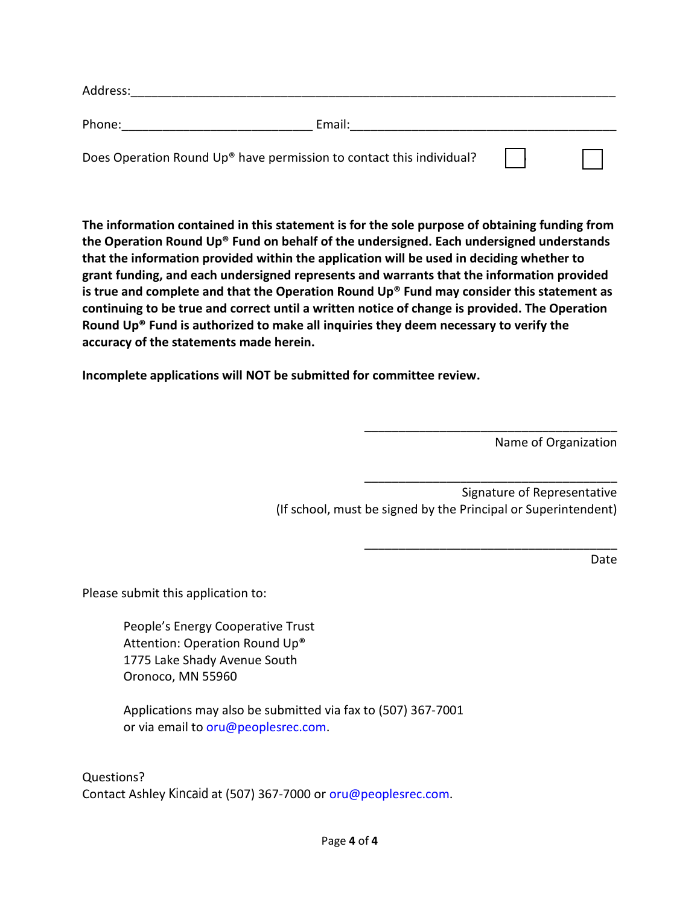Address:___________________________________________________________________________

Phone:____________________________ Email:________________________________________

Does Operation Round Up® have permission to contact this individual? ☐ ☐

**The information contained in this statement is for the sole purpose of obtaining funding from the Operation Round Up® Fund on behalf of the undersigned. Each undersigned understands that the information provided within the application will be used in deciding whether to grant funding, and each undersigned represents and warrants that the information provided is true and complete and that the Operation Round Up® Fund may consider this statement as continuing to be true and correct until a written notice of change is provided. The Operation Round Up® Fund is authorized to make all inquiries they deem necessary to verify the accuracy of the statements made herein.**

**Incomplete applications will NOT be submitted for committee review.**

______________________________________
Name of Organization

______________________________________
Signature of Representative
(If school, must be signed by the Principal or Superintendent)

______________________________________
Date

Please submit this application to:

People's Energy Cooperative Trust
Attention: Operation Round Up®
1775 Lake Shady Avenue South
Oronoco, MN 55960

Applications may also be submitted via fax to (507) 367-7001
or via email to oru@peoplesrec.com.

Questions?
Contact Ashley Kincaid at (507) 367-7000 or oru@peoplesrec.com.